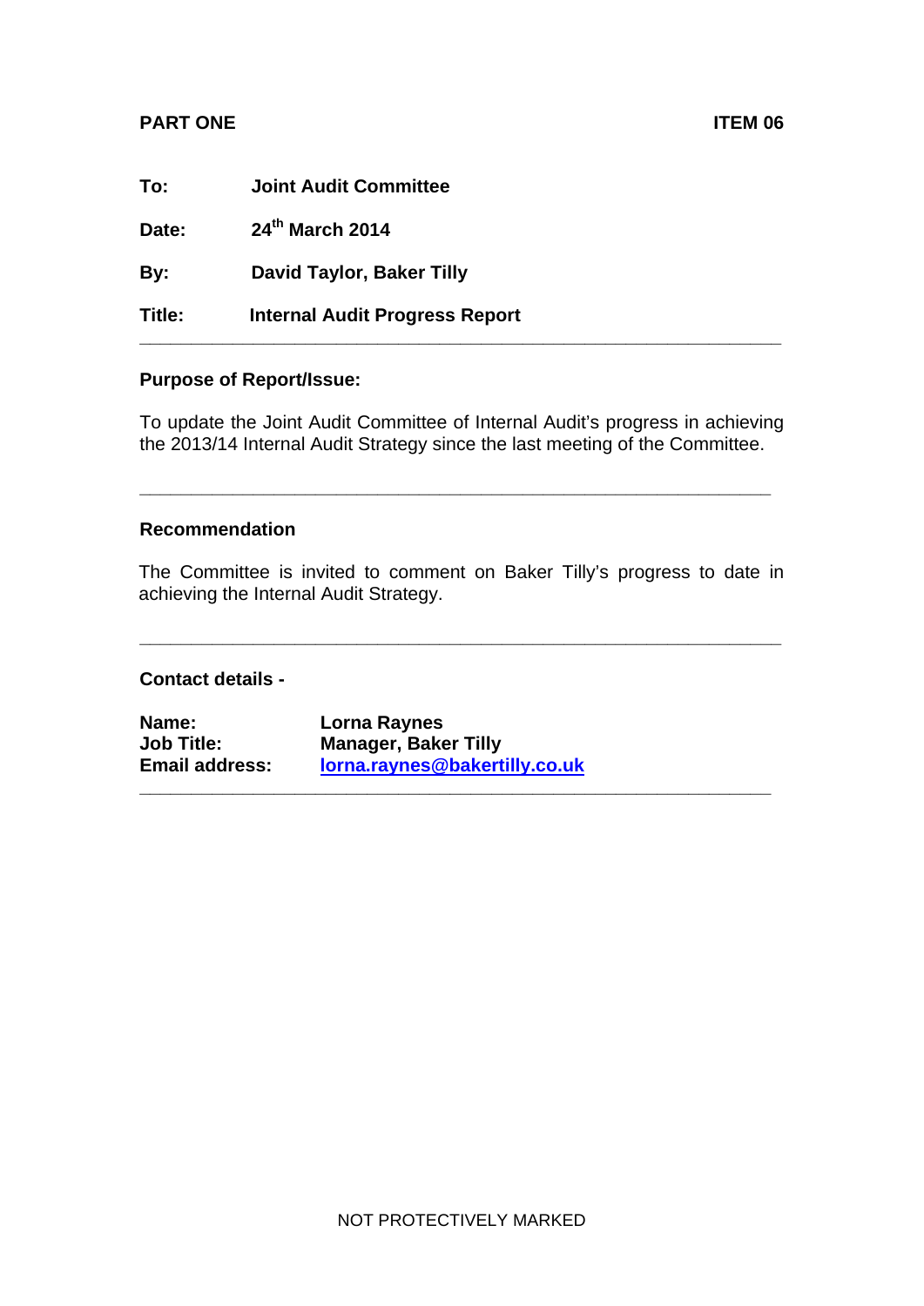**PART ONE** **ITEM 06**

| | |
|---|---|
| **To:** | **Joint Audit Committee** |
| **Date:** | **24th March 2014** |
| **By:** | **David Taylor, Baker Tilly** |
| **Title:** | **Internal Audit Progress Report** |

---

**Purpose of Report/Issue:**

To update the Joint Audit Committee of Internal Audit's progress in achieving the 2013/14 Internal Audit Strategy since the last meeting of the Committee.

---

**Recommendation**

The Committee is invited to comment on Baker Tilly's progress to date in achieving the Internal Audit Strategy.

---

**Contact details -**

| | |
|---|---|
| **Name:** | **Lorna Raynes** |
| **Job Title:** | **Manager, Baker Tilly** |
| **Email address:** | **lorna.raynes@bakertilly.co.uk** |

---

NOT PROTECTIVELY MARKED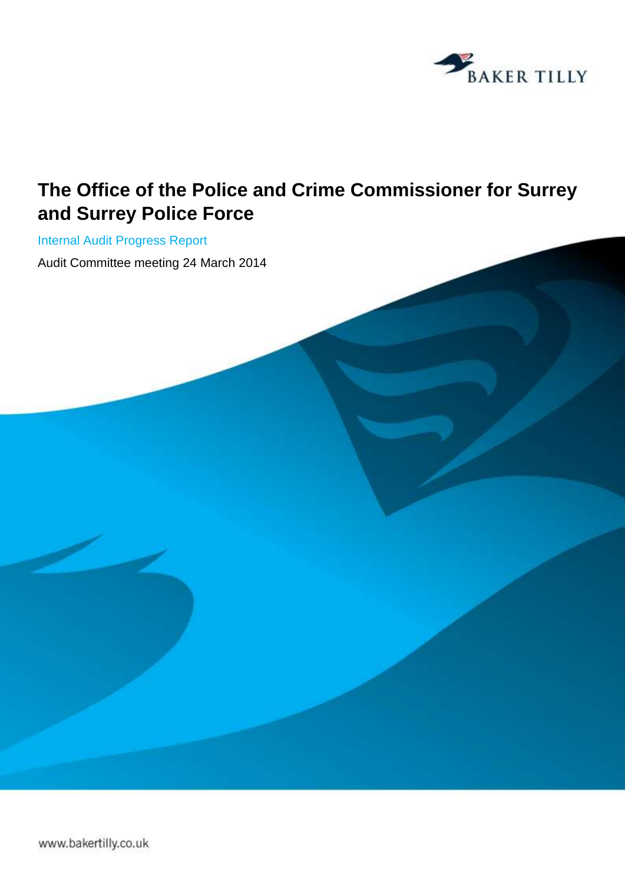BAKER TILLY

# The Office of the Police and Crime Commissioner for Surrey and Surrey Police Force

Internal Audit Progress Report

Audit Committee meeting 24 March 2014

www.bakertilly.co.uk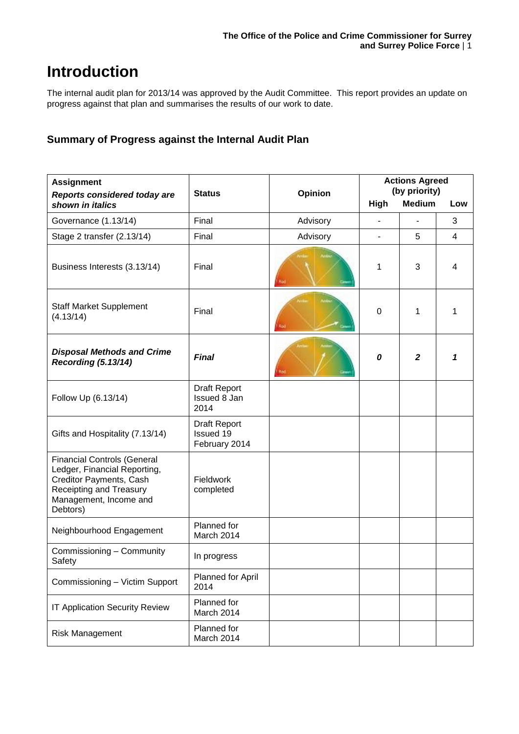# Introduction

The internal audit plan for 2013/14 was approved by the Audit Committee. This report provides an update on progress against that plan and summarises the results of our work to date.

## Summary of Progress against the Internal Audit Plan

| Assignment *Reports considered today are shown in italics* | Status | Opinion | Actions Agreed (by priority) | | |
|---|---|---|---|---|---|
| | | | High | Medium | Low |
| Governance (1.13/14) | Final | Advisory | - | - | 3 |
| Stage 2 transfer (2.13/14) | Final | Advisory | - | 5 | 4 |
| Business Interests (3.13/14) | Final | | 1 | 3 | 4 |
| Staff Market Supplement (4.13/14) | Final | | 0 | 1 | 1 |
| ***Disposal Methods and Crime Recording (5.13/14)*** | ***Final*** | | ***0*** | ***2*** | ***1*** |
| Follow Up (6.13/14) | Draft Report Issued 8 Jan 2014 | | | | |
| Gifts and Hospitality (7.13/14) | Draft Report Issued 19 February 2014 | | | | |
| Financial Controls (General Ledger, Financial Reporting, Creditor Payments, Cash Receipting and Treasury Management, Income and Debtors) | Fieldwork completed | | | | |
| Neighbourhood Engagement | Planned for March 2014 | | | | |
| Commissioning – Community Safety | In progress | | | | |
| Commissioning – Victim Support | Planned for April 2014 | | | | |
| IT Application Security Review | Planned for March 2014 | | | | |
| Risk Management | Planned for March 2014 | | | | |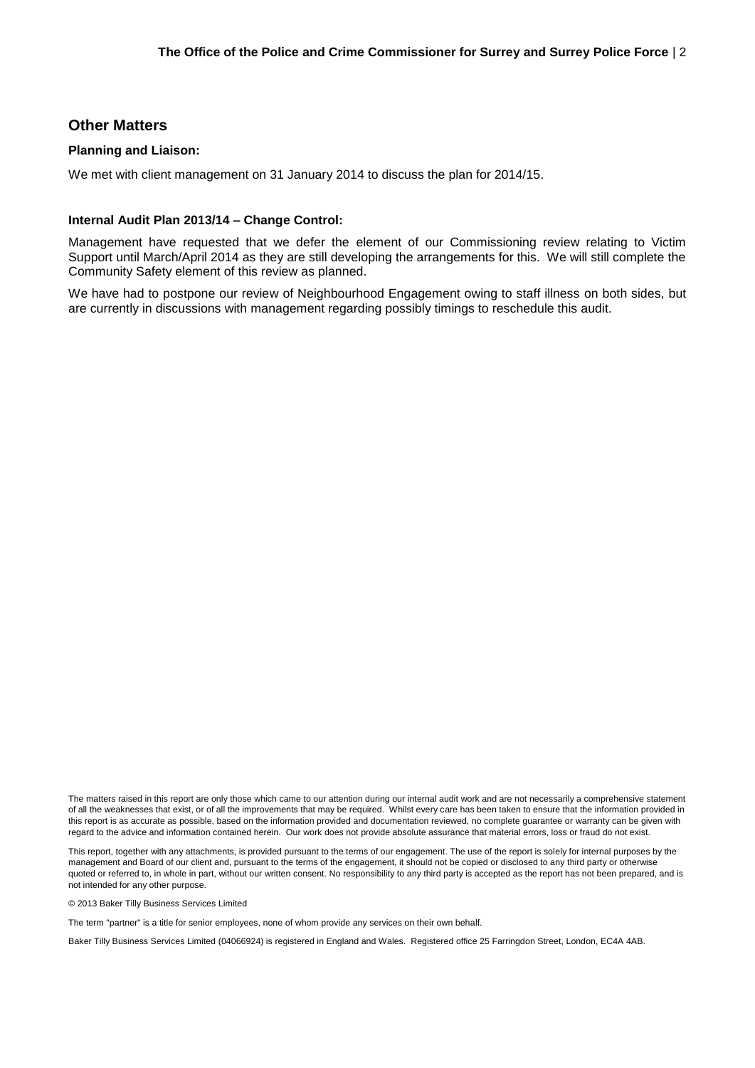## Other Matters

### Planning and Liaison:

We met with client management on 31 January 2014 to discuss the plan for 2014/15.

### Internal Audit Plan 2013/14 – Change Control:

Management have requested that we defer the element of our Commissioning review relating to Victim Support until March/April 2014 as they are still developing the arrangements for this. We will still complete the Community Safety element of this review as planned.

We have had to postpone our review of Neighbourhood Engagement owing to staff illness on both sides, but are currently in discussions with management regarding possibly timings to reschedule this audit.

The matters raised in this report are only those which came to our attention during our internal audit work and are not necessarily a comprehensive statement of all the weaknesses that exist, or of all the improvements that may be required. Whilst every care has been taken to ensure that the information provided in this report is as accurate as possible, based on the information provided and documentation reviewed, no complete guarantee or warranty can be given with regard to the advice and information contained herein. Our work does not provide absolute assurance that material errors, loss or fraud do not exist.

This report, together with any attachments, is provided pursuant to the terms of our engagement. The use of the report is solely for internal purposes by the management and Board of our client and, pursuant to the terms of the engagement, it should not be copied or disclosed to any third party or otherwise quoted or referred to, in whole in part, without our written consent. No responsibility to any third party is accepted as the report has not been prepared, and is not intended for any other purpose.

© 2013 Baker Tilly Business Services Limited

The term "partner" is a title for senior employees, none of whom provide any services on their own behalf.

Baker Tilly Business Services Limited (04066924) is registered in England and Wales. Registered office 25 Farringdon Street, London, EC4A 4AB.